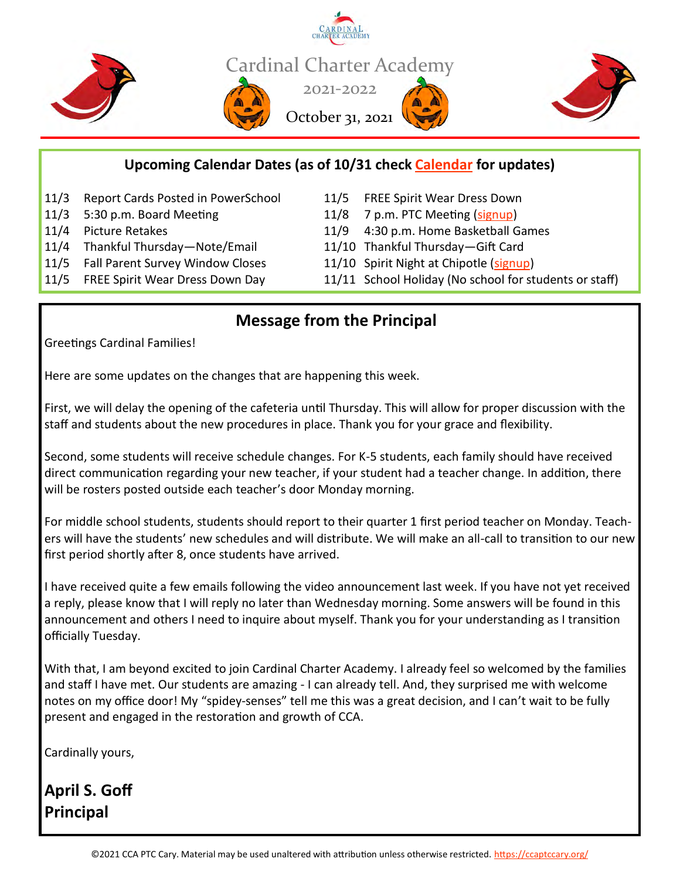# Cardinal Charter Academy

2021-2022

October 31, 2021

## Upcoming Calendar Dates (as of 10/31 check Calendar for updates)

| | |
|---|---|
| 11/3 | Report Cards Posted in PowerSchool |
| 11/3 | 5:30 p.m. Board Meeting |
| 11/4 | Picture Retakes |
| 11/4 | Thankful Thursday—Note/Email |
| 11/5 | Fall Parent Survey Window Closes |
| 11/5 | FREE Spirit Wear Dress Down Day |
| 11/5 | FREE Spirit Wear Dress Down |
| 11/8 | 7 p.m. PTC Meeting (signup) |
| 11/9 | 4:30 p.m. Home Basketball Games |
| 11/10 | Thankful Thursday—Gift Card |
| 11/10 | Spirit Night at Chipotle (signup) |
| 11/11 | School Holiday (No school for students or staff) |

## Message from the Principal

Greetings Cardinal Families!

Here are some updates on the changes that are happening this week.

First, we will delay the opening of the cafeteria until Thursday. This will allow for proper discussion with the staff and students about the new procedures in place. Thank you for your grace and flexibility.

Second, some students will receive schedule changes. For K-5 students, each family should have received direct communication regarding your new teacher, if your student had a teacher change. In addition, there will be rosters posted outside each teacher's door Monday morning.

For middle school students, students should report to their quarter 1 first period teacher on Monday. Teachers will have the students' new schedules and will distribute. We will make an all-call to transition to our new first period shortly after 8, once students have arrived.

I have received quite a few emails following the video announcement last week. If you have not yet received a reply, please know that I will reply no later than Wednesday morning. Some answers will be found in this announcement and others I need to inquire about myself. Thank you for your understanding as I transition officially Tuesday.

With that, I am beyond excited to join Cardinal Charter Academy. I already feel so welcomed by the families and staff I have met. Our students are amazing - I can already tell. And, they surprised me with welcome notes on my office door! My "spidey-senses" tell me this was a great decision, and I can't wait to be fully present and engaged in the restoration and growth of CCA.

Cardinally yours,

**April S. Goff**
**Principal**

©2021 CCA PTC Cary. Material may be used unaltered with attribution unless otherwise restricted. https://ccaptccary.org/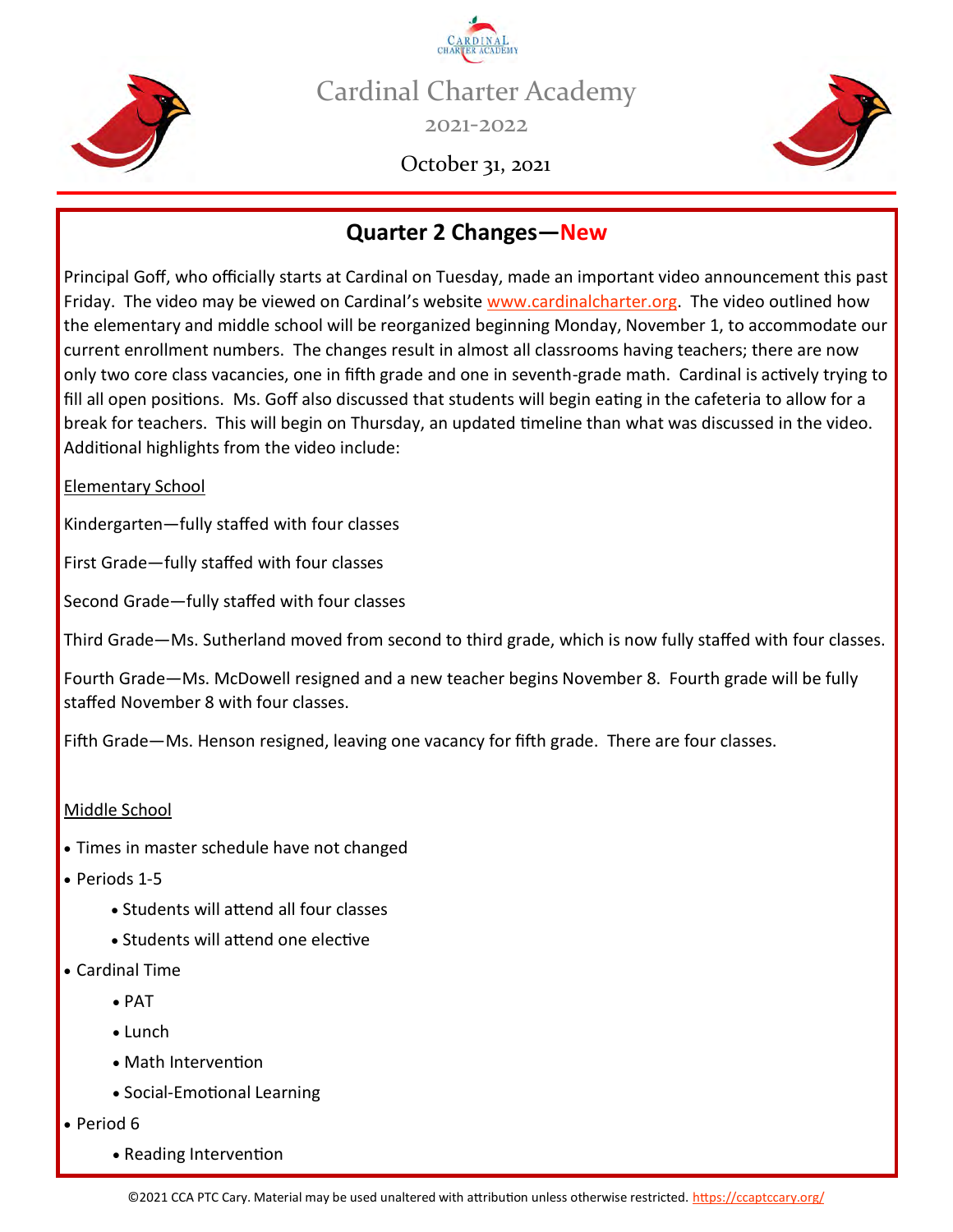# Cardinal Charter Academy

2021-2022

October 31, 2021

## Quarter 2 Changes—New

Principal Goff, who officially starts at Cardinal on Tuesday, made an important video announcement this past Friday. The video may be viewed on Cardinal's website www.cardinalcharter.org. The video outlined how the elementary and middle school will be reorganized beginning Monday, November 1, to accommodate our current enrollment numbers. The changes result in almost all classrooms having teachers; there are now only two core class vacancies, one in fifth grade and one in seventh-grade math. Cardinal is actively trying to fill all open positions. Ms. Goff also discussed that students will begin eating in the cafeteria to allow for a break for teachers. This will begin on Thursday, an updated timeline than what was discussed in the video. Additional highlights from the video include:

Elementary School

Kindergarten—fully staffed with four classes

First Grade—fully staffed with four classes

Second Grade—fully staffed with four classes

Third Grade—Ms. Sutherland moved from second to third grade, which is now fully staffed with four classes.

Fourth Grade—Ms. McDowell resigned and a new teacher begins November 8. Fourth grade will be fully staffed November 8 with four classes.

Fifth Grade—Ms. Henson resigned, leaving one vacancy for fifth grade. There are four classes.

Middle School

- Times in master schedule have not changed
- Periods 1-5
    - Students will attend all four classes
    - Students will attend one elective
- Cardinal Time
    - PAT
    - Lunch
    - Math Intervention
    - Social-Emotional Learning
- Period 6
    - Reading Intervention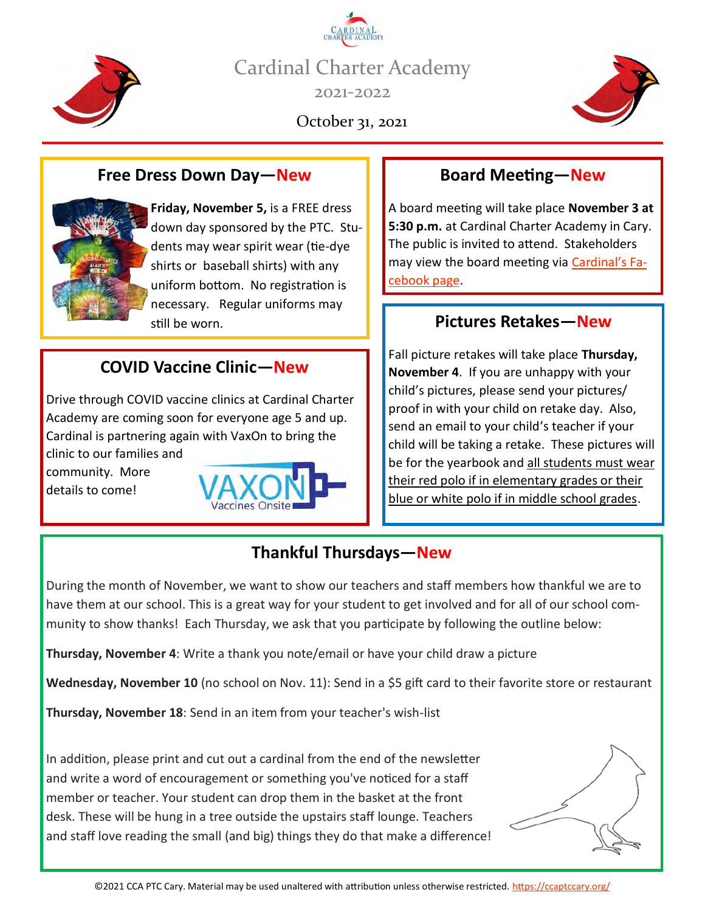# Cardinal Charter Academy

2021-2022

October 31, 2021

## Free Dress Down Day—New

**Friday, November 5,** is a FREE dress down day sponsored by the PTC. Students may wear spirit wear (tie-dye shirts or baseball shirts) with any uniform bottom. No registration is necessary. Regular uniforms may still be worn.

## COVID Vaccine Clinic—New

Drive through COVID vaccine clinics at Cardinal Charter Academy are coming soon for everyone age 5 and up. Cardinal is partnering again with VaxOn to bring the clinic to our families and community. More details to come!

## Board Meeting—New

A board meeting will take place **November 3 at 5:30 p.m.** at Cardinal Charter Academy in Cary. The public is invited to attend. Stakeholders may view the board meeting via Cardinal's Facebook page.

## Pictures Retakes—New

Fall picture retakes will take place **Thursday, November 4**. If you are unhappy with your child's pictures, please send your pictures/proof in with your child on retake day. Also, send an email to your child's teacher if your child will be taking a retake. These pictures will be for the yearbook and all students must wear their red polo if in elementary grades or their blue or white polo if in middle school grades.

## Thankful Thursdays—New

During the month of November, we want to show our teachers and staff members how thankful we are to have them at our school. This is a great way for your student to get involved and for all of our school community to show thanks! Each Thursday, we ask that you participate by following the outline below:

**Thursday, November 4**: Write a thank you note/email or have your child draw a picture

**Wednesday, November 10** (no school on Nov. 11): Send in a $5 gift card to their favorite store or restaurant

**Thursday, November 18**: Send in an item from your teacher's wish-list

In addition, please print and cut out a cardinal from the end of the newsletter and write a word of encouragement or something you've noticed for a staff member or teacher. Your student can drop them in the basket at the front desk. These will be hung in a tree outside the upstairs staff lounge. Teachers and staff love reading the small (and big) things they do that make a difference!

©2021 CCA PTC Cary. Material may be used unaltered with attribution unless otherwise restricted. https://ccaptccary.org/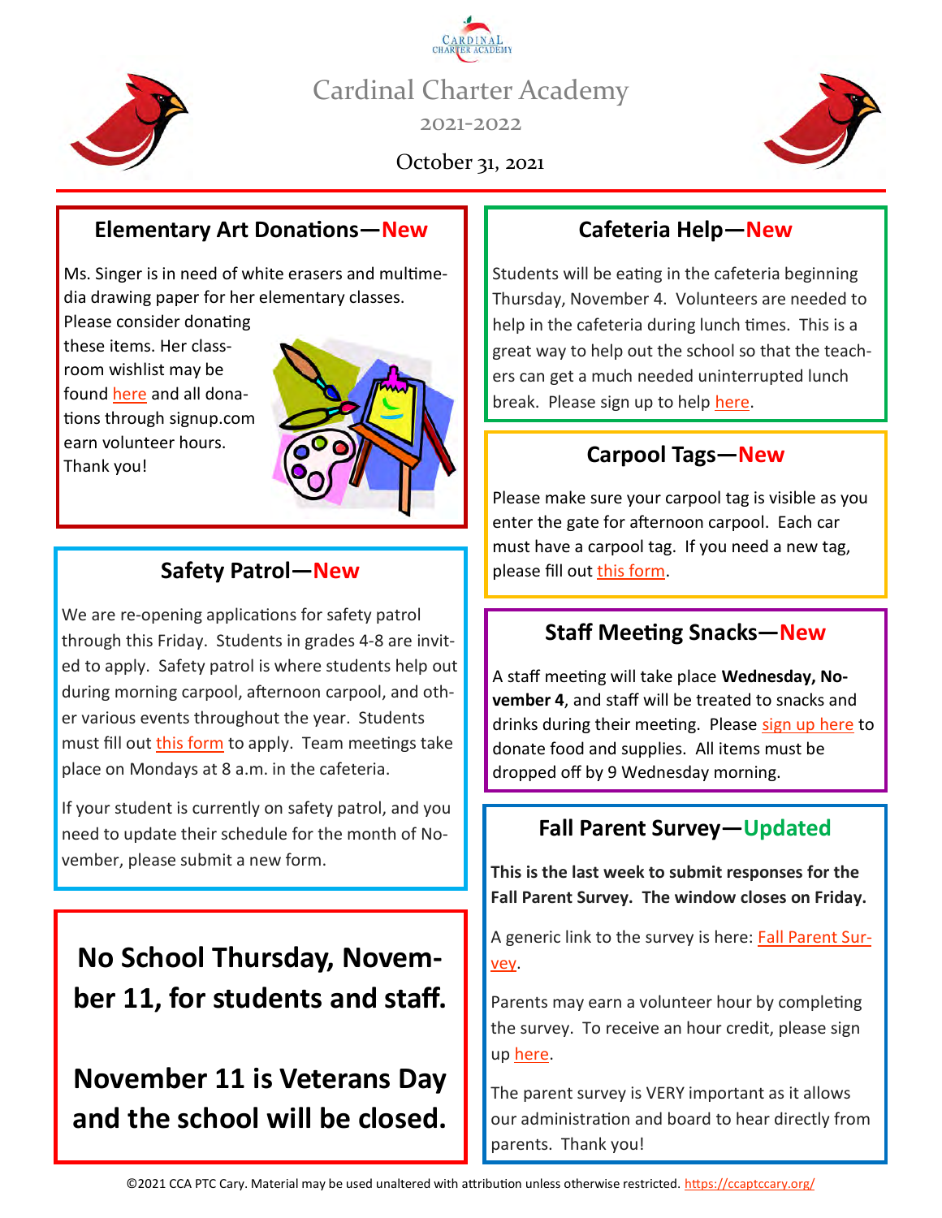# Cardinal Charter Academy

2021-2022

October 31, 2021

## Elementary Art Donations—New

Ms. Singer is in need of white erasers and multimedia drawing paper for her elementary classes. Please consider donating these items. Her classroom wishlist may be found here and all donations through signup.com earn volunteer hours. Thank you!

## Safety Patrol—New

We are re-opening applications for safety patrol through this Friday. Students in grades 4-8 are invited to apply. Safety patrol is where students help out during morning carpool, afternoon carpool, and other various events throughout the year. Students must fill out this form to apply. Team meetings take place on Mondays at 8 a.m. in the cafeteria.

If your student is currently on safety patrol, and you need to update their schedule for the month of November, please submit a new form.

## No School Thursday, November 11, for students and staff.

## November 11 is Veterans Day and the school will be closed.

## Cafeteria Help—New

Students will be eating in the cafeteria beginning Thursday, November 4. Volunteers are needed to help in the cafeteria during lunch times. This is a great way to help out the school so that the teachers can get a much needed uninterrupted lunch break. Please sign up to help here.

## Carpool Tags—New

Please make sure your carpool tag is visible as you enter the gate for afternoon carpool. Each car must have a carpool tag. If you need a new tag, please fill out this form.

## Staff Meeting Snacks—New

A staff meeting will take place **Wednesday, November 4**, and staff will be treated to snacks and drinks during their meeting. Please sign up here to donate food and supplies. All items must be dropped off by 9 Wednesday morning.

## Fall Parent Survey—Updated

**This is the last week to submit responses for the Fall Parent Survey. The window closes on Friday.**

A generic link to the survey is here: Fall Parent Survey.

Parents may earn a volunteer hour by completing the survey. To receive an hour credit, please sign up here.

The parent survey is VERY important as it allows our administration and board to hear directly from parents. Thank you!

©2021 CCA PTC Cary. Material may be used unaltered with attribution unless otherwise restricted. https://ccaptccary.org/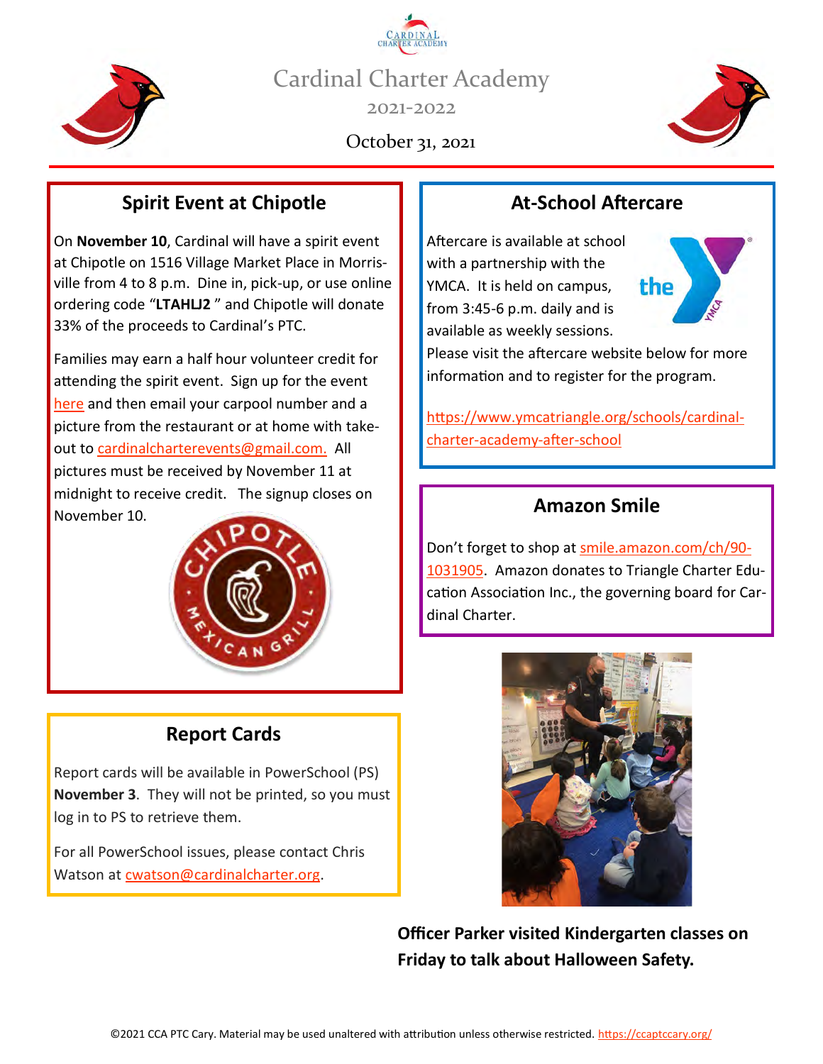# Cardinal Charter Academy

2021-2022

October 31, 2021

## Spirit Event at Chipotle

On **November 10**, Cardinal will have a spirit event at Chipotle on 1516 Village Market Place in Morrisville from 4 to 8 p.m. Dine in, pick-up, or use online ordering code "**LTAHLJ2** " and Chipotle will donate 33% of the proceeds to Cardinal's PTC.

Families may earn a half hour volunteer credit for attending the spirit event. Sign up for the event here and then email your carpool number and a picture from the restaurant or at home with take-out to cardinalcharterevents@gmail.com. All pictures must be received by November 11 at midnight to receive credit. The signup closes on November 10.

## Report Cards

Report cards will be available in PowerSchool (PS) **November 3**. They will not be printed, so you must log in to PS to retrieve them.

For all PowerSchool issues, please contact Chris Watson at cwatson@cardinalcharter.org.

## At-School Aftercare

Aftercare is available at school with a partnership with the YMCA. It is held on campus, from 3:45-6 p.m. daily and is available as weekly sessions. Please visit the aftercare website below for more information and to register for the program.

https://www.ymcatriangle.org/schools/cardinal-charter-academy-after-school

## Amazon Smile

Don't forget to shop at smile.amazon.com/ch/90-1031905. Amazon donates to Triangle Charter Education Association Inc., the governing board for Cardinal Charter.

**Officer Parker visited Kindergarten classes on Friday to talk about Halloween Safety.**

©2021 CCA PTC Cary. Material may be used unaltered with attribution unless otherwise restricted. https://ccaptccary.org/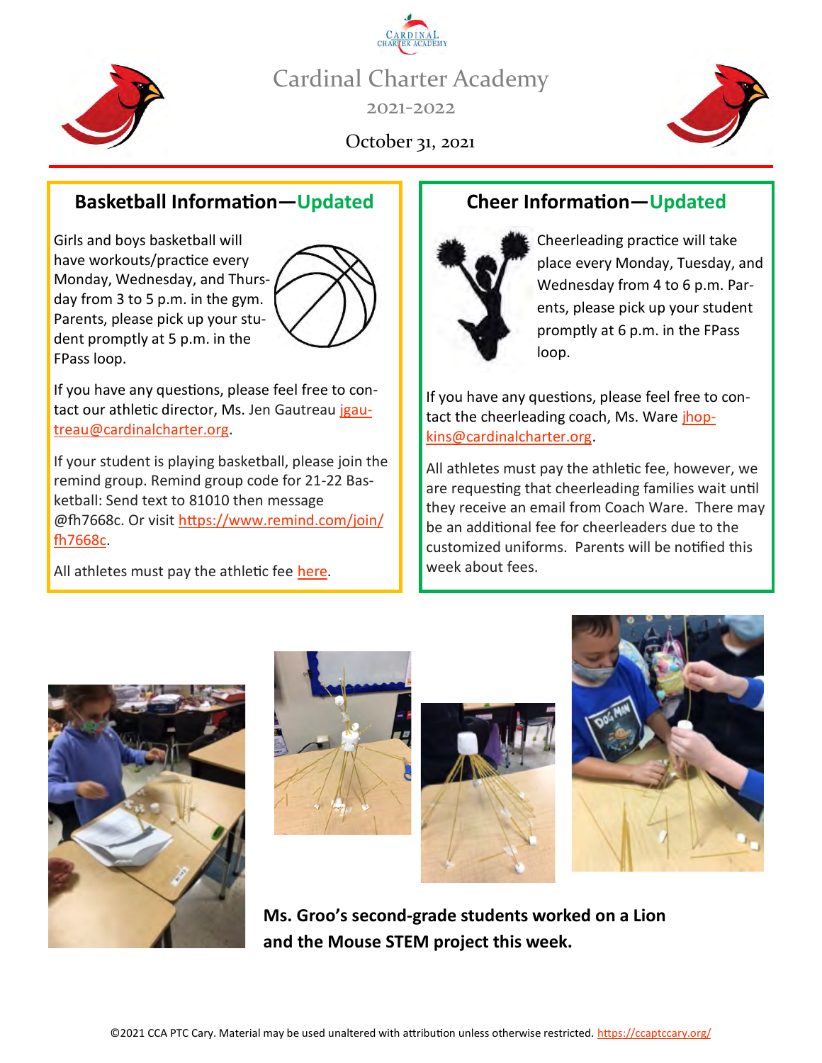# Cardinal Charter Academy

2021-2022

October 31, 2021

## Basketball Information—Updated

Girls and boys basketball will have workouts/practice every Monday, Wednesday, and Thursday from 3 to 5 p.m. in the gym. Parents, please pick up your student promptly at 5 p.m. in the FPass loop.

If you have any questions, please feel free to contact our athletic director, Ms. Jen Gautreau jgautreau@cardinalcharter.org.

If your student is playing basketball, please join the remind group. Remind group code for 21-22 Basketball: Send text to 81010 then message @fh7668c. Or visit https://www.remind.com/join/fh7668c.

All athletes must pay the athletic fee here.

## Cheer Information—Updated

Cheerleading practice will take place every Monday, Tuesday, and Wednesday from 4 to 6 p.m. Parents, please pick up your student promptly at 6 p.m. in the FPass loop.

If you have any questions, please feel free to contact the cheerleading coach, Ms. Ware jhopkins@cardinalcharter.org.

All athletes must pay the athletic fee, however, we are requesting that cheerleading families wait until they receive an email from Coach Ware. There may be an additional fee for cheerleaders due to the customized uniforms. Parents will be notified this week about fees.

**Ms. Groo's second-grade students worked on a Lion and the Mouse STEM project this week.**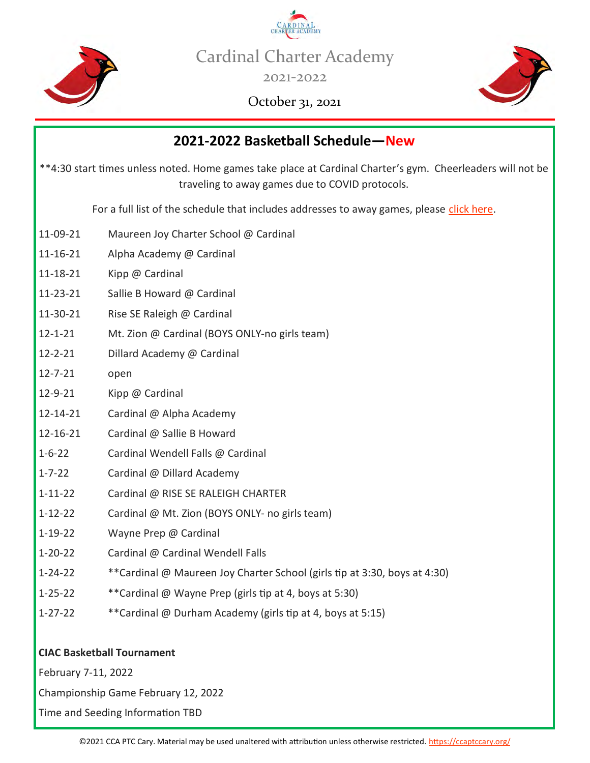Cardinal Charter Academy

2021-2022

October 31, 2021

## 2021-2022 Basketball Schedule—New

**4:30 start times unless noted. Home games take place at Cardinal Charter's gym. Cheerleaders will not be traveling to away games due to COVID protocols.

For a full list of the schedule that includes addresses to away games, please click here.

| | |
|---|---|
| 11-09-21 | Maureen Joy Charter School @ Cardinal |
| 11-16-21 | Alpha Academy @ Cardinal |
| 11-18-21 | Kipp @ Cardinal |
| 11-23-21 | Sallie B Howard @ Cardinal |
| 11-30-21 | Rise SE Raleigh @ Cardinal |
| 12-1-21 | Mt. Zion @ Cardinal (BOYS ONLY-no girls team) |
| 12-2-21 | Dillard Academy @ Cardinal |
| 12-7-21 | open |
| 12-9-21 | Kipp @ Cardinal |
| 12-14-21 | Cardinal @ Alpha Academy |
| 12-16-21 | Cardinal @ Sallie B Howard |
| 1-6-22 | Cardinal Wendell Falls @ Cardinal |
| 1-7-22 | Cardinal @ Dillard Academy |
| 1-11-22 | Cardinal @ RISE SE RALEIGH CHARTER |
| 1-12-22 | Cardinal @ Mt. Zion (BOYS ONLY- no girls team) |
| 1-19-22 | Wayne Prep @ Cardinal |
| 1-20-22 | Cardinal @ Cardinal Wendell Falls |
| 1-24-22 | **Cardinal @ Maureen Joy Charter School (girls tip at 3:30, boys at 4:30) |
| 1-25-22 | **Cardinal @ Wayne Prep (girls tip at 4, boys at 5:30) |
| 1-27-22 | **Cardinal @ Durham Academy (girls tip at 4, boys at 5:15) |

**CIAC Basketball Tournament**

February 7-11, 2022

Championship Game February 12, 2022

Time and Seeding Information TBD

©2021 CCA PTC Cary. Material may be used unaltered with attribution unless otherwise restricted. https://ccaptccary.org/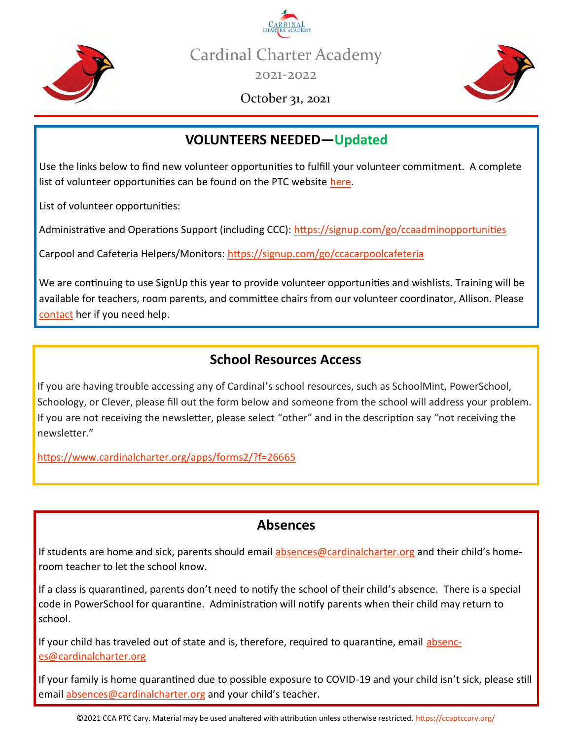# Cardinal Charter Academy

2021-2022

October 31, 2021

## VOLUNTEERS NEEDED—Updated

Use the links below to find new volunteer opportunities to fulfill your volunteer commitment. A complete list of volunteer opportunities can be found on the PTC website here.

List of volunteer opportunities:

Administrative and Operations Support (including CCC): https://signup.com/go/ccaadminopportunities

Carpool and Cafeteria Helpers/Monitors: https://signup.com/go/ccacarpoolcafeteria

We are continuing to use SignUp this year to provide volunteer opportunities and wishlists. Training will be available for teachers, room parents, and committee chairs from our volunteer coordinator, Allison. Please contact her if you need help.

## School Resources Access

If you are having trouble accessing any of Cardinal's school resources, such as SchoolMint, PowerSchool, Schoology, or Clever, please fill out the form below and someone from the school will address your problem. If you are not receiving the newsletter, please select "other" and in the description say "not receiving the newsletter."

https://www.cardinalcharter.org/apps/forms2/?f=26665

## Absences

If students are home and sick, parents should email absences@cardinalcharter.org and their child's homeroom teacher to let the school know.

If a class is quarantined, parents don't need to notify the school of their child's absence. There is a special code in PowerSchool for quarantine. Administration will notify parents when their child may return to school.

If your child has traveled out of state and is, therefore, required to quarantine, email absences@cardinalcharter.org

If your family is home quarantined due to possible exposure to COVID-19 and your child isn't sick, please still email absences@cardinalcharter.org and your child's teacher.

©2021 CCA PTC Cary. Material may be used unaltered with attribution unless otherwise restricted. https://ccaptccary.org/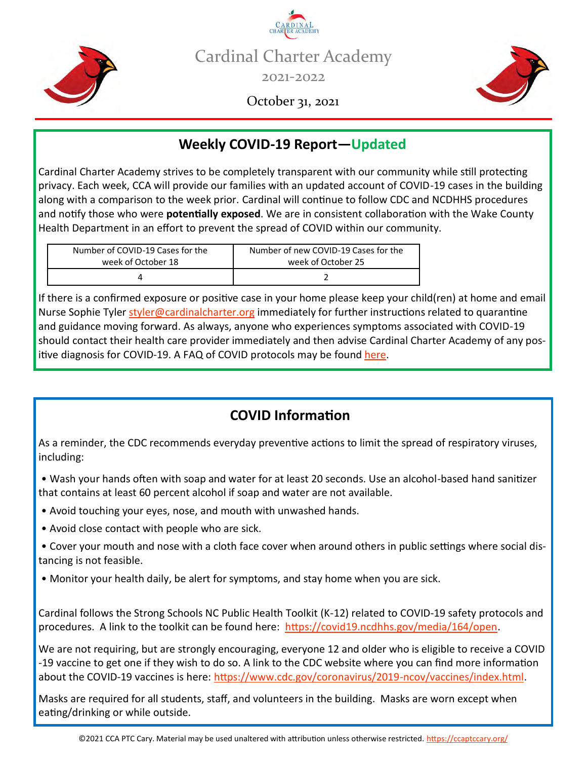Cardinal Charter Academy

2021-2022

October 31, 2021

## Weekly COVID-19 Report—Updated

Cardinal Charter Academy strives to be completely transparent with our community while still protecting privacy. Each week, CCA will provide our families with an updated account of COVID-19 cases in the building along with a comparison to the week prior. Cardinal will continue to follow CDC and NCDHHS procedures and notify those who were **potentially exposed**. We are in consistent collaboration with the Wake County Health Department in an effort to prevent the spread of COVID within our community.

| Number of COVID-19 Cases for the week of October 18 | Number of new COVID-19 Cases for the week of October 25 |
|---|---|
| 4 | 2 |

If there is a confirmed exposure or positive case in your home please keep your child(ren) at home and email Nurse Sophie Tyler styler@cardinalcharter.org immediately for further instructions related to quarantine and guidance moving forward. As always, anyone who experiences symptoms associated with COVID-19 should contact their health care provider immediately and then advise Cardinal Charter Academy of any positive diagnosis for COVID-19. A FAQ of COVID protocols may be found here.

## COVID Information

As a reminder, the CDC recommends everyday preventive actions to limit the spread of respiratory viruses, including:

- Wash your hands often with soap and water for at least 20 seconds. Use an alcohol-based hand sanitizer that contains at least 60 percent alcohol if soap and water are not available.
- Avoid touching your eyes, nose, and mouth with unwashed hands.
- Avoid close contact with people who are sick.
- Cover your mouth and nose with a cloth face cover when around others in public settings where social distancing is not feasible.
- Monitor your health daily, be alert for symptoms, and stay home when you are sick.

Cardinal follows the Strong Schools NC Public Health Toolkit (K-12) related to COVID-19 safety protocols and procedures. A link to the toolkit can be found here: https://covid19.ncdhhs.gov/media/164/open.

We are not requiring, but are strongly encouraging, everyone 12 and older who is eligible to receive a COVID-19 vaccine to get one if they wish to do so. A link to the CDC website where you can find more information about the COVID-19 vaccines is here: https://www.cdc.gov/coronavirus/2019-ncov/vaccines/index.html.

Masks are required for all students, staff, and volunteers in the building. Masks are worn except when eating/drinking or while outside.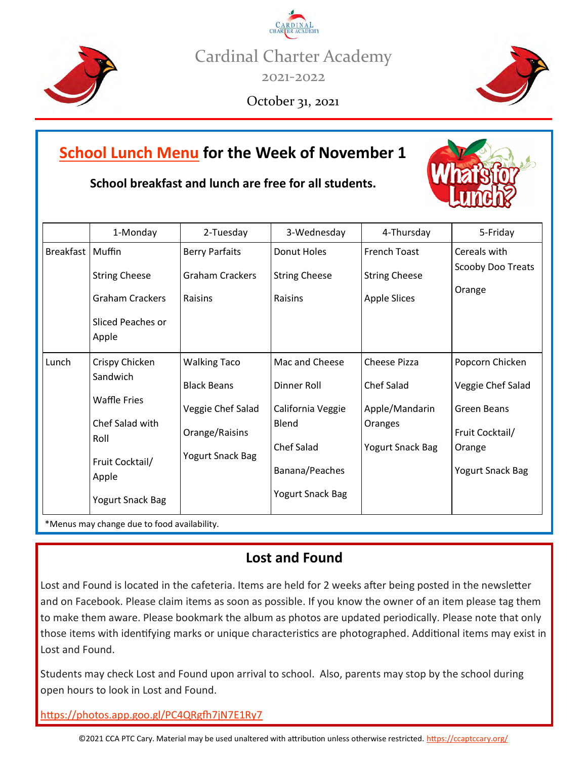# Cardinal Charter Academy

2021-2022

October 31, 2021

## School Lunch Menu for the Week of November 1

**School breakfast and lunch are free for all students.**

| | 1-Monday | 2-Tuesday | 3-Wednesday | 4-Thursday | 5-Friday |
|---|---|---|---|---|---|
| Breakfast | Muffin<br>String Cheese<br>Graham Crackers<br>Sliced Peaches or Apple | Berry Parfaits<br>Graham Crackers<br>Raisins | Donut Holes<br>String Cheese<br>Raisins | French Toast<br>String Cheese<br>Apple Slices | Cereals with Scooby Doo Treats<br>Orange |
| Lunch | Crispy Chicken Sandwich<br>Waffle Fries<br>Chef Salad with Roll<br>Fruit Cocktail/ Apple<br>Yogurt Snack Bag | Walking Taco<br>Black Beans<br>Veggie Chef Salad<br>Orange/Raisins<br>Yogurt Snack Bag | Mac and Cheese<br>Dinner Roll<br>California Veggie Blend<br>Chef Salad<br>Banana/Peaches<br>Yogurt Snack Bag | Cheese Pizza<br>Chef Salad<br>Apple/Mandarin Oranges<br>Yogurt Snack Bag | Popcorn Chicken<br>Veggie Chef Salad<br>Green Beans<br>Fruit Cocktail/ Orange<br>Yogurt Snack Bag |

*Menus may change due to food availability.

## Lost and Found

Lost and Found is located in the cafeteria. Items are held for 2 weeks after being posted in the newsletter and on Facebook. Please claim items as soon as possible. If you know the owner of an item please tag them to make them aware. Please bookmark the album as photos are updated periodically. Please note that only those items with identifying marks or unique characteristics are photographed. Additional items may exist in Lost and Found.

Students may check Lost and Found upon arrival to school. Also, parents may stop by the school during open hours to look in Lost and Found.

https://photos.app.goo.gl/PC4QRgfh7jN7E1Ry7

©2021 CCA PTC Cary. Material may be used unaltered with attribution unless otherwise restricted. https://ccaptccary.org/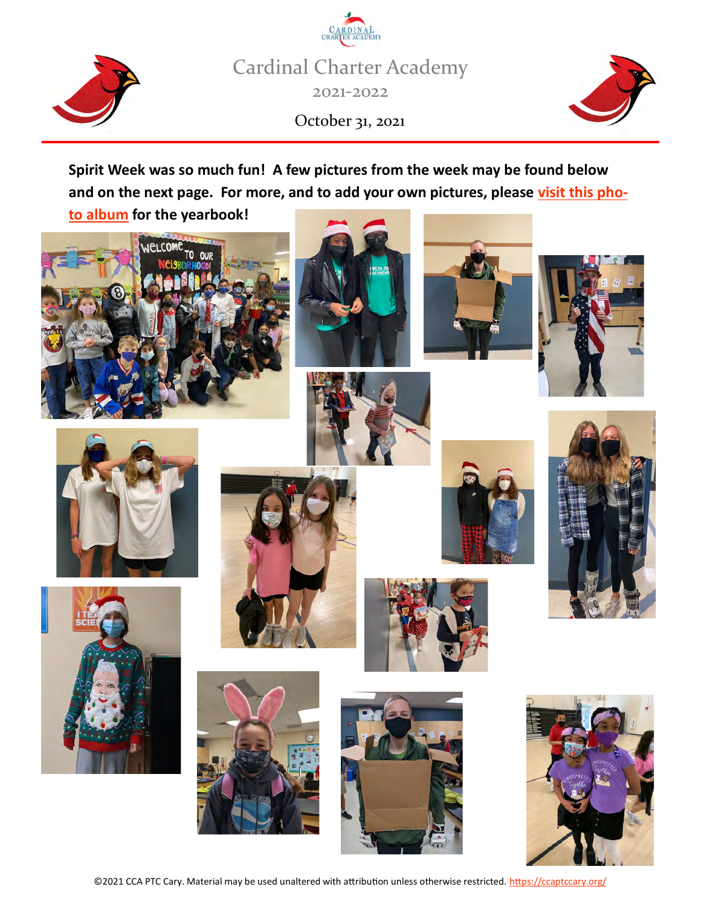Cardinal Charter Academy

2021-2022

October 31, 2021

**Spirit Week was so much fun! A few pictures from the week may be found below and on the next page. For more, and to add your own pictures, please visit this photo album for the yearbook!**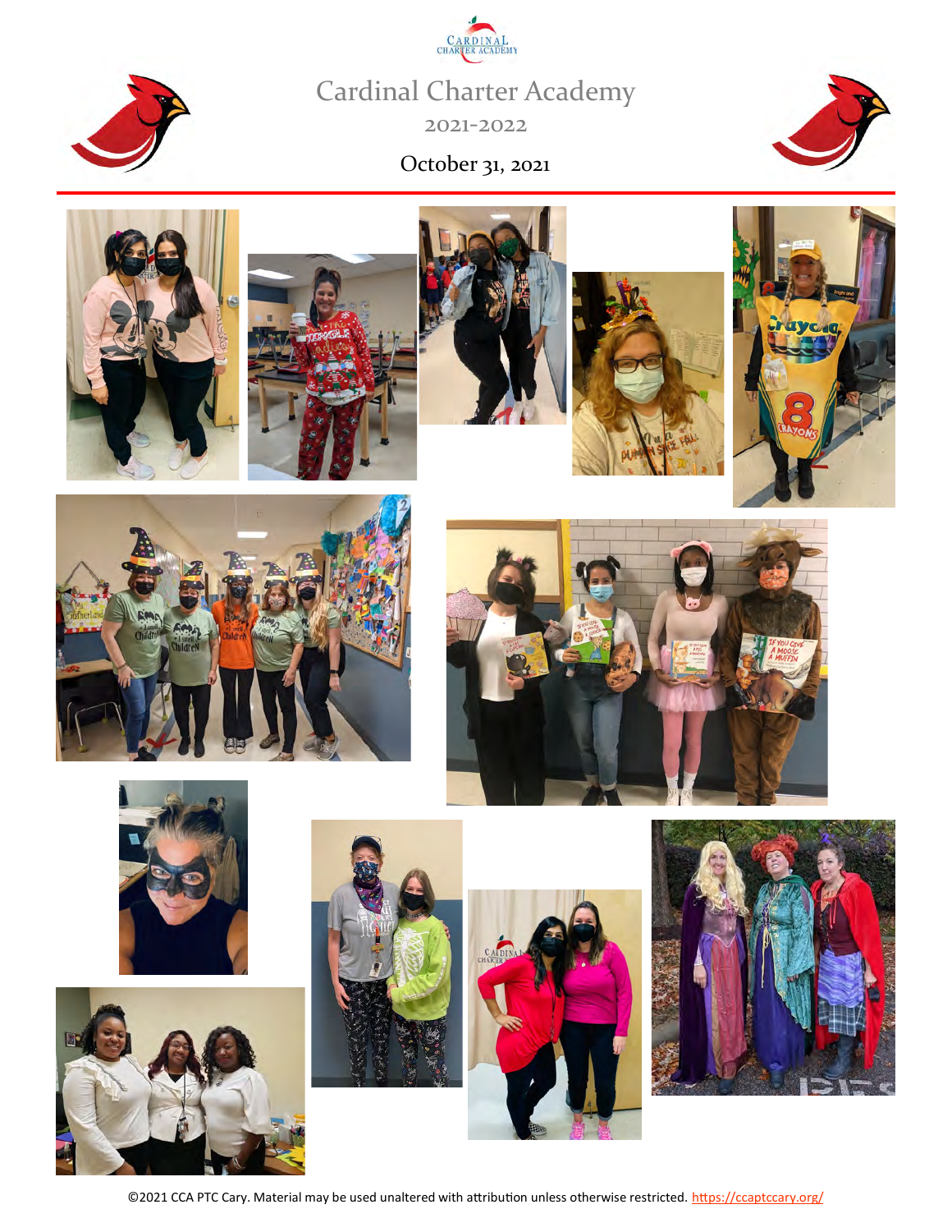# Cardinal Charter Academy

2021-2022

October 31, 2021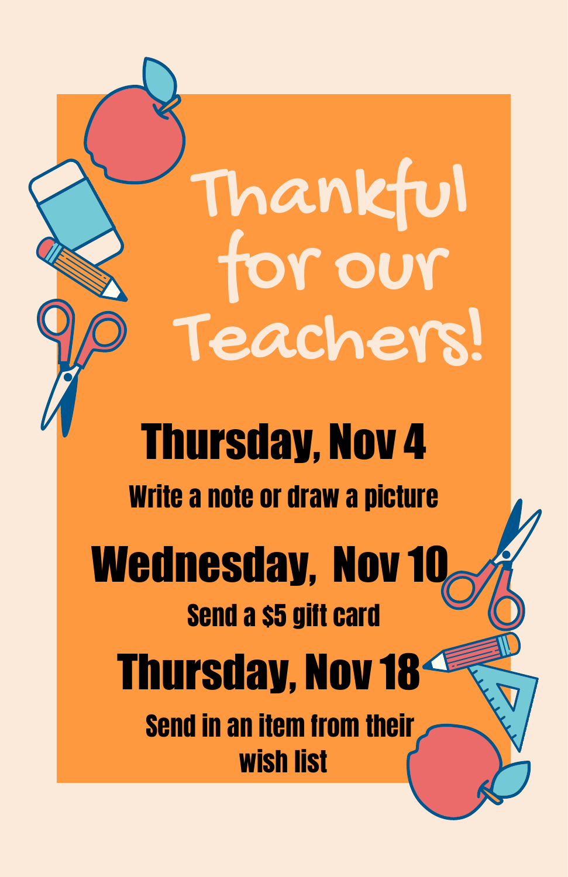# Thankful for our Teachers!

## Thursday, Nov 4

Write a note or draw a picture

## Wednesday, Nov 10

Send a $5 gift card

## Thursday, Nov 18

Send in an item from their wish list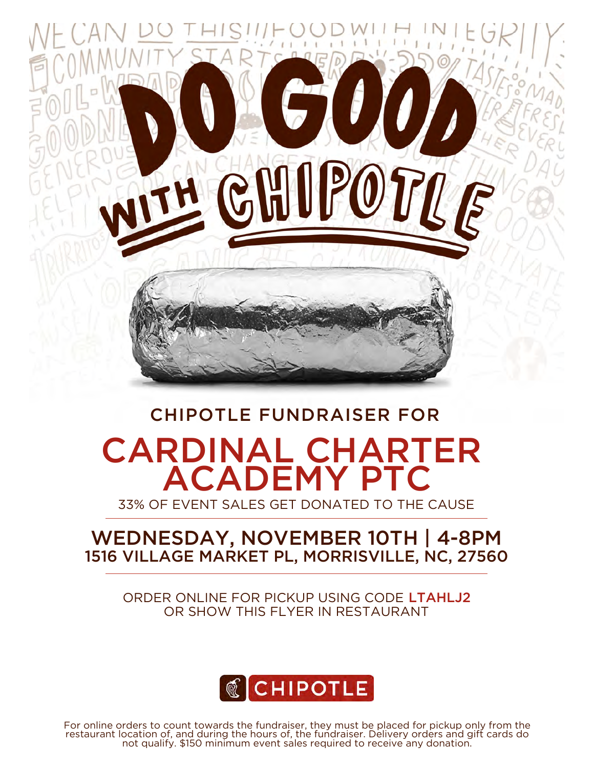# DO GOOD WITH CHIPOTLE

CHIPOTLE FUNDRAISER FOR

## CARDINAL CHARTER ACADEMY PTC

33% OF EVENT SALES GET DONATED TO THE CAUSE

### WEDNESDAY, NOVEMBER 10TH | 4-8PM

**1516 VILLAGE MARKET PL, MORRISVILLE, NC, 27560**

ORDER ONLINE FOR PICKUP USING CODE **LTAHLJ2**
OR SHOW THIS FLYER IN RESTAURANT

CHIPOTLE

For online orders to count towards the fundraiser, they must be placed for pickup only from the restaurant location of, and during the hours of, the fundraiser. Delivery orders and gift cards do not qualify. $150 minimum event sales required to receive any donation.